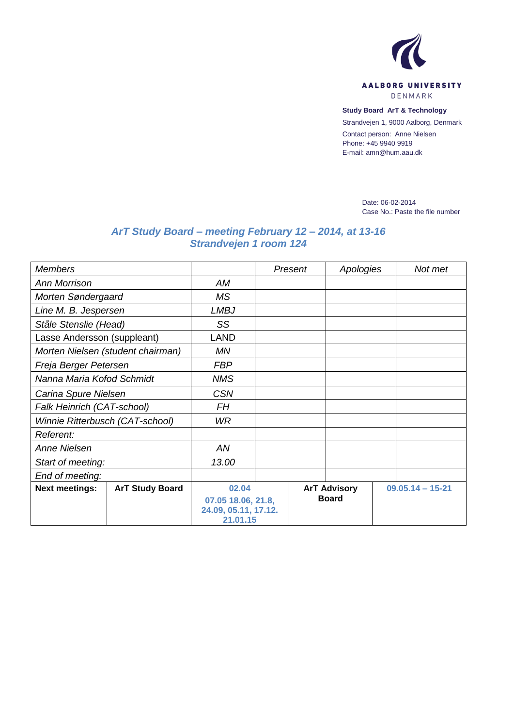AALBORG UNIVERSITY
DENMARK

**Study Board ArT & Technology**
Strandvejen 1, 9000 Aalborg, Denmark
Contact person: Anne Nielsen
Phone: +45 9940 9919
E-mail: amn@hum.aau.dk

Date: 06-02-2014
Case No.: Paste the file number

## *ArT Study Board – meeting February 12 – 2014, at 13-16*
## *Strandvejen 1 room 124*

| *Members* | | *Present* | *Apologies* | *Not met* |
|---|---|---|---|---|
| *Ann Morrison* | *AM* | | | |
| *Morten Søndergaard* | *MS* | | | |
| *Line M. B. Jespersen* | *LMBJ* | | | |
| *Ståle Stenslie (Head)* | *SS* | | | |
| Lasse Andersson (suppleant) | LAND | | | |
| *Morten Nielsen (student chairman)* | *MN* | | | |
| *Freja Berger Petersen* | *FBP* | | | |
| *Nanna Maria Kofod Schmidt* | *NMS* | | | |
| *Carina Spure Nielsen* | *CSN* | | | |
| *Falk Heinrich (CAT-school)* | *FH* | | | |
| *Winnie Ritterbusch (CAT-school)* | *WR* | | | |
| *Referent:* | | | | |
| *Anne Nielsen* | *AN* | | | |
| *Start of meeting:* | *13.00* | | | |
| *End of meeting:* | | | | |

| **Next meetings:** | **ArT Study Board** | **02.04 07.05 18.06, 21.8, 24.09, 05.11, 17.12. 21.01.15** | **ArT Advisory Board** | **09.05.14 – 15-21** |
|---|---|---|---|---|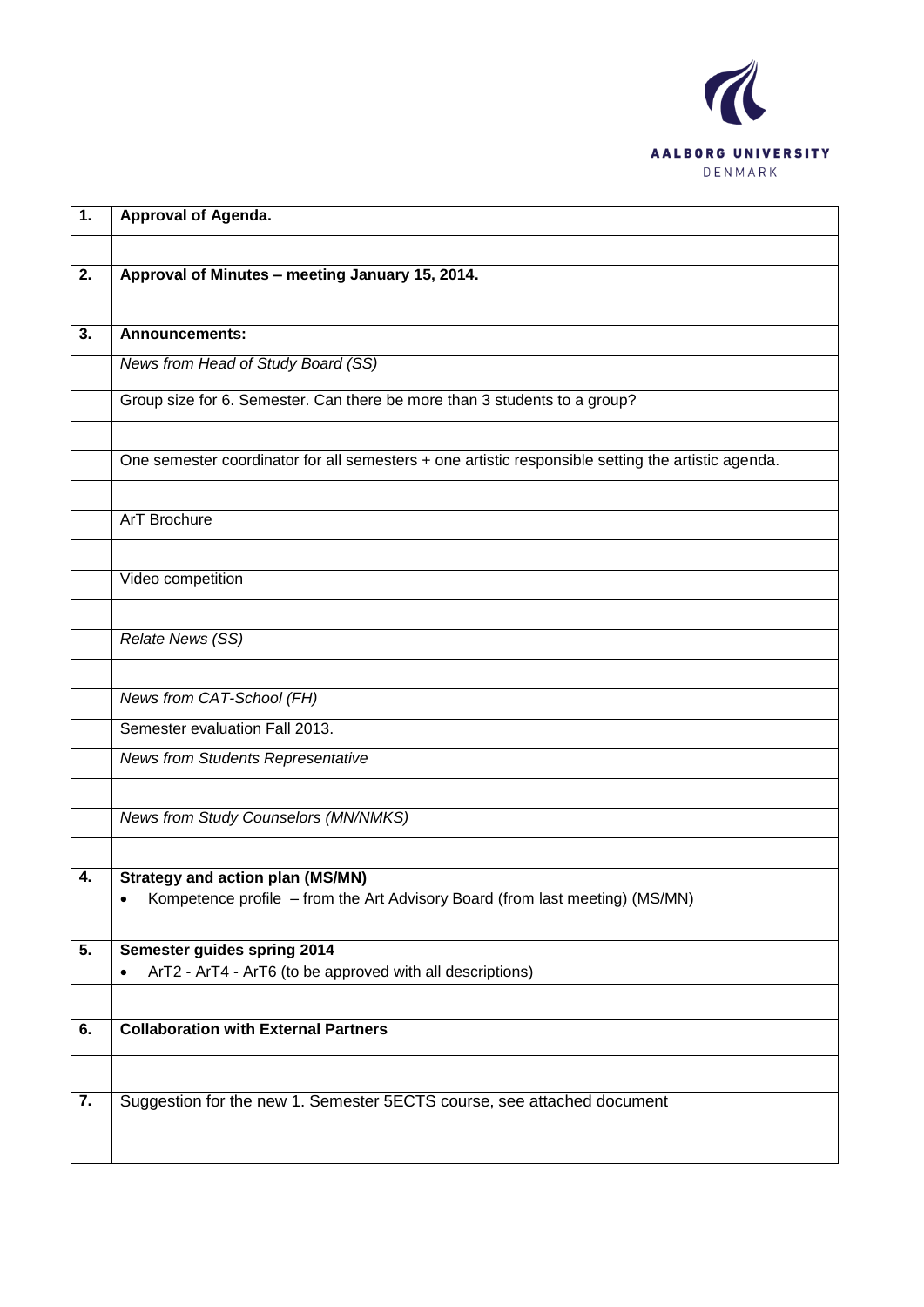| | |
|---|---|
| **1.** | **Approval of Agenda.** |
| | |
| **2.** | **Approval of Minutes – meeting January 15, 2014.** |
| | |
| **3.** | **Announcements:** |
| | *News from Head of Study Board (SS)* |
| | Group size for 6. Semester. Can there be more than 3 students to a group? |
| | |
| | One semester coordinator for all semesters + one artistic responsible setting the artistic agenda. |
| | |
| | ArT Brochure |
| | |
| | Video competition |
| | |
| | *Relate News (SS)* |
| | |
| | *News from CAT-School (FH)* |
| | Semester evaluation Fall 2013. |
| | *News from Students Representative* |
| | |
| | *News from Study Counselors (MN/NMKS)* |
| | |
| **4.** | **Strategy and action plan (MS/MN)**<br>• Kompetence profile – from the Art Advisory Board (from last meeting) (MS/MN) |
| | |
| **5.** | **Semester guides spring 2014**<br>• ArT2 - ArT4 - ArT6 (to be approved with all descriptions) |
| | |
| **6.** | **Collaboration with External Partners** |
| | |
| **7.** | Suggestion for the new 1. Semester 5ECTS course, see attached document |
| | |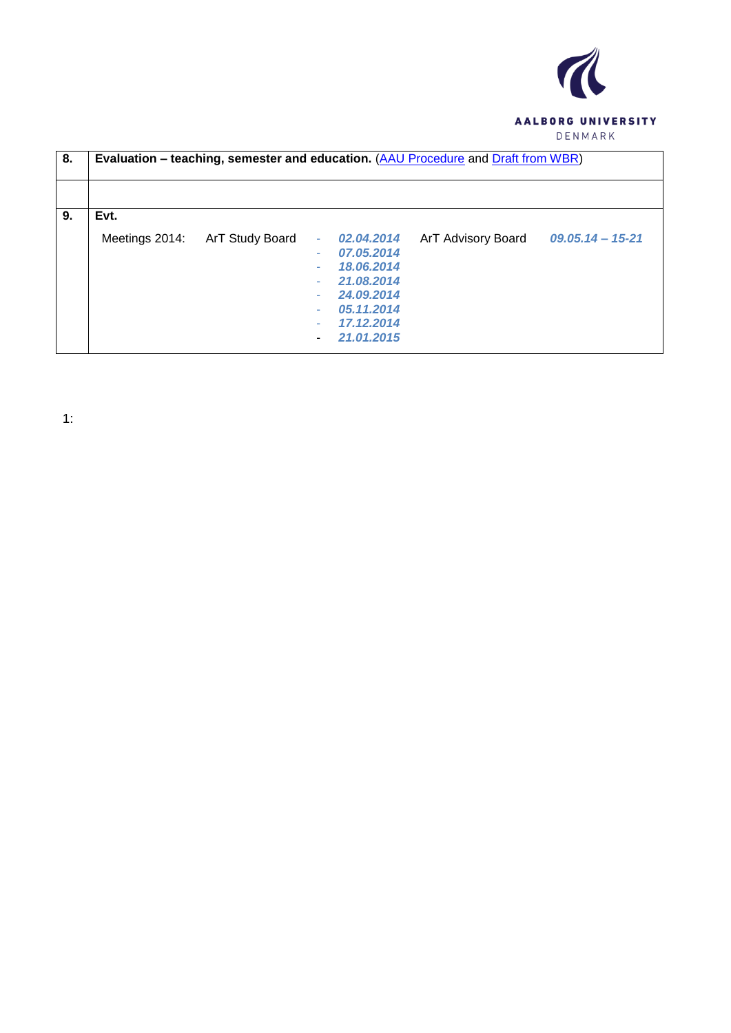| | |
|---|---|
| **8.** | **Evaluation – teaching, semester and education.** (AAU Procedure and Draft from WBR) |
| | |
| **9.** | **Evt.**<br><br>Meetings 2014: ArT Study Board - ***02.04.2014*** - ***07.05.2014*** - ***18.06.2014*** - ***21.08.2014*** - ***24.09.2014*** - ***05.11.2014*** - ***17.12.2014*** - ***21.01.2015*** ArT Advisory Board ***09.05.14 – 15-21*** |

1: